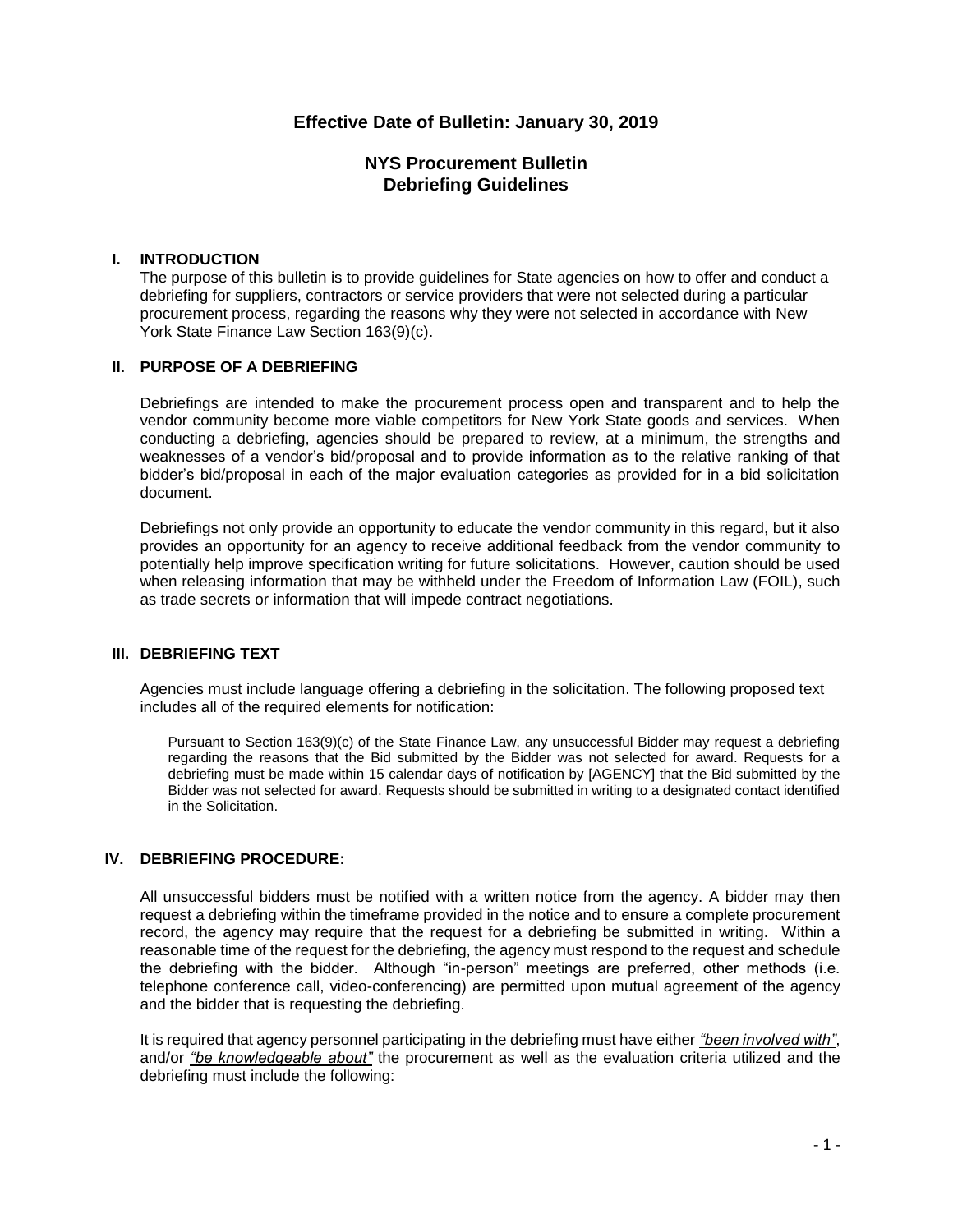**Effective Date of Bulletin: January 30, 2019**

# NYS Procurement Bulletin
# Debriefing Guidelines

## I. INTRODUCTION

The purpose of this bulletin is to provide guidelines for State agencies on how to offer and conduct a debriefing for suppliers, contractors or service providers that were not selected during a particular procurement process, regarding the reasons why they were not selected in accordance with New York State Finance Law Section 163(9)(c).

## II. PURPOSE OF A DEBRIEFING

Debriefings are intended to make the procurement process open and transparent and to help the vendor community become more viable competitors for New York State goods and services. When conducting a debriefing, agencies should be prepared to review, at a minimum, the strengths and weaknesses of a vendor's bid/proposal and to provide information as to the relative ranking of that bidder's bid/proposal in each of the major evaluation categories as provided for in a bid solicitation document.

Debriefings not only provide an opportunity to educate the vendor community in this regard, but it also provides an opportunity for an agency to receive additional feedback from the vendor community to potentially help improve specification writing for future solicitations. However, caution should be used when releasing information that may be withheld under the Freedom of Information Law (FOIL), such as trade secrets or information that will impede contract negotiations.

## III. DEBRIEFING TEXT

Agencies must include language offering a debriefing in the solicitation. The following proposed text includes all of the required elements for notification:

> Pursuant to Section 163(9)(c) of the State Finance Law, any unsuccessful Bidder may request a debriefing regarding the reasons that the Bid submitted by the Bidder was not selected for award. Requests for a debriefing must be made within 15 calendar days of notification by [AGENCY] that the Bid submitted by the Bidder was not selected for award. Requests should be submitted in writing to a designated contact identified in the Solicitation.

## IV. DEBRIEFING PROCEDURE:

All unsuccessful bidders must be notified with a written notice from the agency. A bidder may then request a debriefing within the timeframe provided in the notice and to ensure a complete procurement record, the agency may require that the request for a debriefing be submitted in writing. Within a reasonable time of the request for the debriefing, the agency must respond to the request and schedule the debriefing with the bidder. Although "in-person" meetings are preferred, other methods (i.e. telephone conference call, video-conferencing) are permitted upon mutual agreement of the agency and the bidder that is requesting the debriefing.

It is required that agency personnel participating in the debriefing must have either *"been involved with"*, and/or *"be knowledgeable about"* the procurement as well as the evaluation criteria utilized and the debriefing must include the following: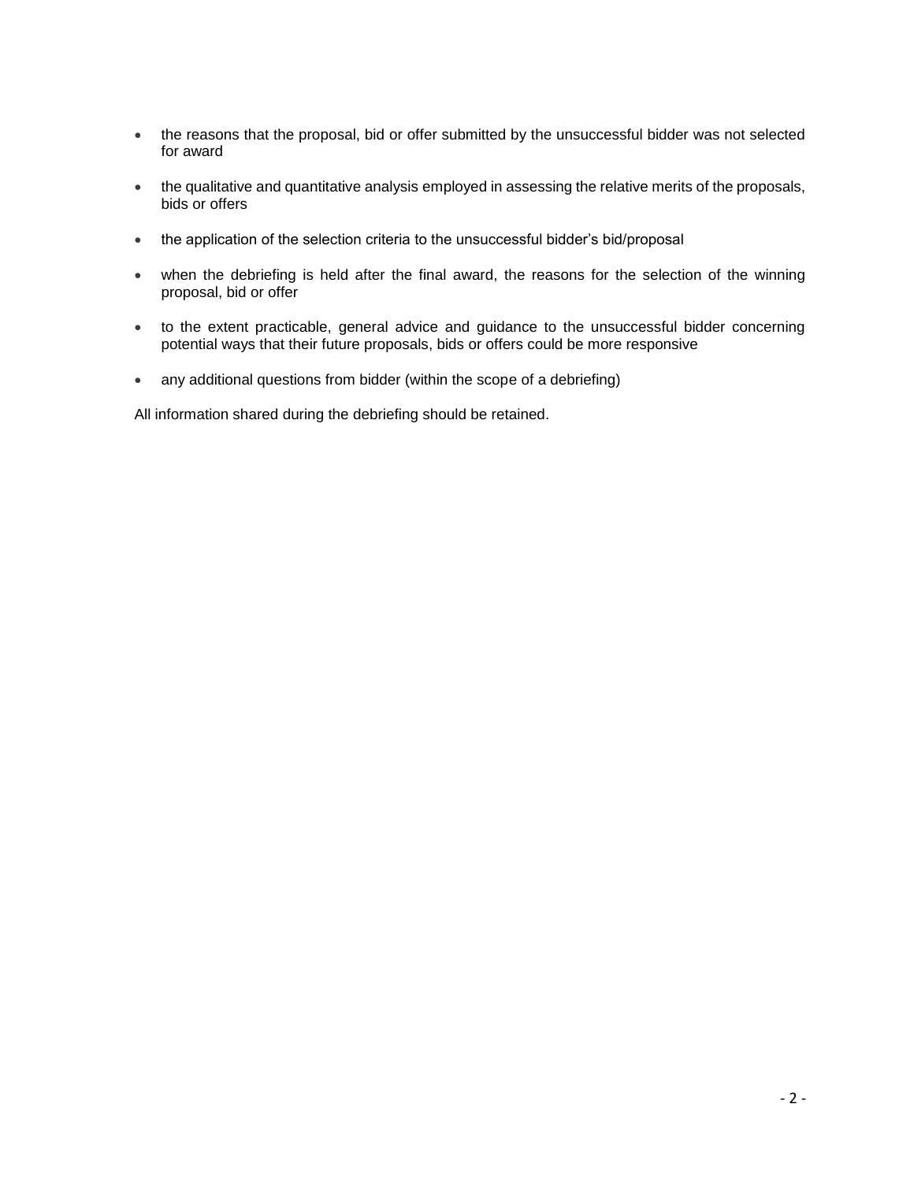- the reasons that the proposal, bid or offer submitted by the unsuccessful bidder was not selected for award
- the qualitative and quantitative analysis employed in assessing the relative merits of the proposals, bids or offers
- the application of the selection criteria to the unsuccessful bidder's bid/proposal
- when the debriefing is held after the final award, the reasons for the selection of the winning proposal, bid or offer
- to the extent practicable, general advice and guidance to the unsuccessful bidder concerning potential ways that their future proposals, bids or offers could be more responsive
- any additional questions from bidder (within the scope of a debriefing)

All information shared during the debriefing should be retained.